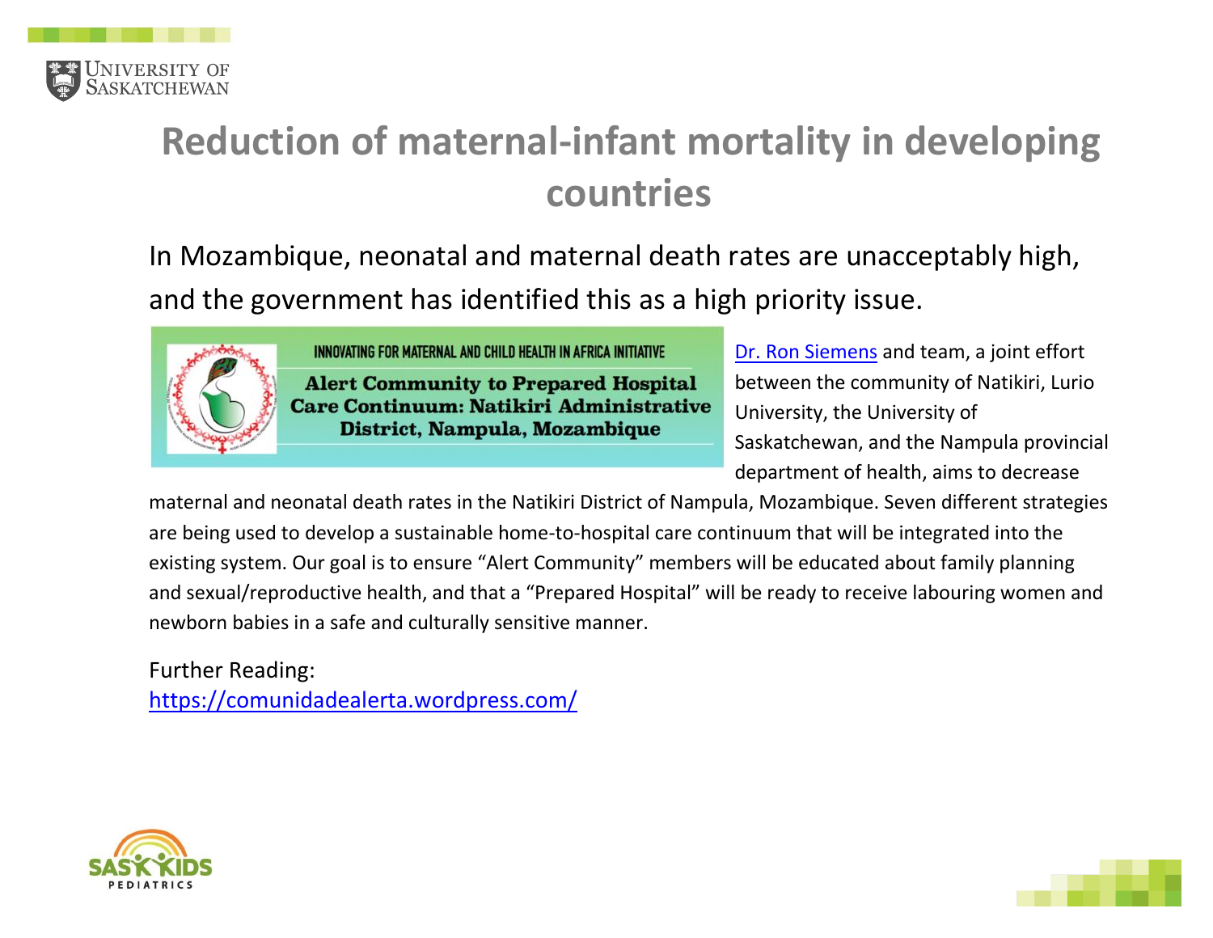# Reduction of maternal-infant mortality in developing countries

In Mozambique, neonatal and maternal death rates are unacceptably high, and the government has identified this as a high priority issue.

INNOVATING FOR MATERNAL AND CHILD HEALTH IN AFRICA INITIATIVE

**Alert Community to Prepared Hospital Care Continuum: Natikiri Administrative District, Nampula, Mozambique**

Dr. Ron Siemens and team, a joint effort between the community of Natikiri, Lurio University, the University of Saskatchewan, and the Nampula provincial department of health, aims to decrease maternal and neonatal death rates in the Natikiri District of Nampula, Mozambique. Seven different strategies are being used to develop a sustainable home-to-hospital care continuum that will be integrated into the existing system. Our goal is to ensure "Alert Community" members will be educated about family planning and sexual/reproductive health, and that a "Prepared Hospital" will be ready to receive labouring women and newborn babies in a safe and culturally sensitive manner.

Further Reading:
https://comunidadealerta.wordpress.com/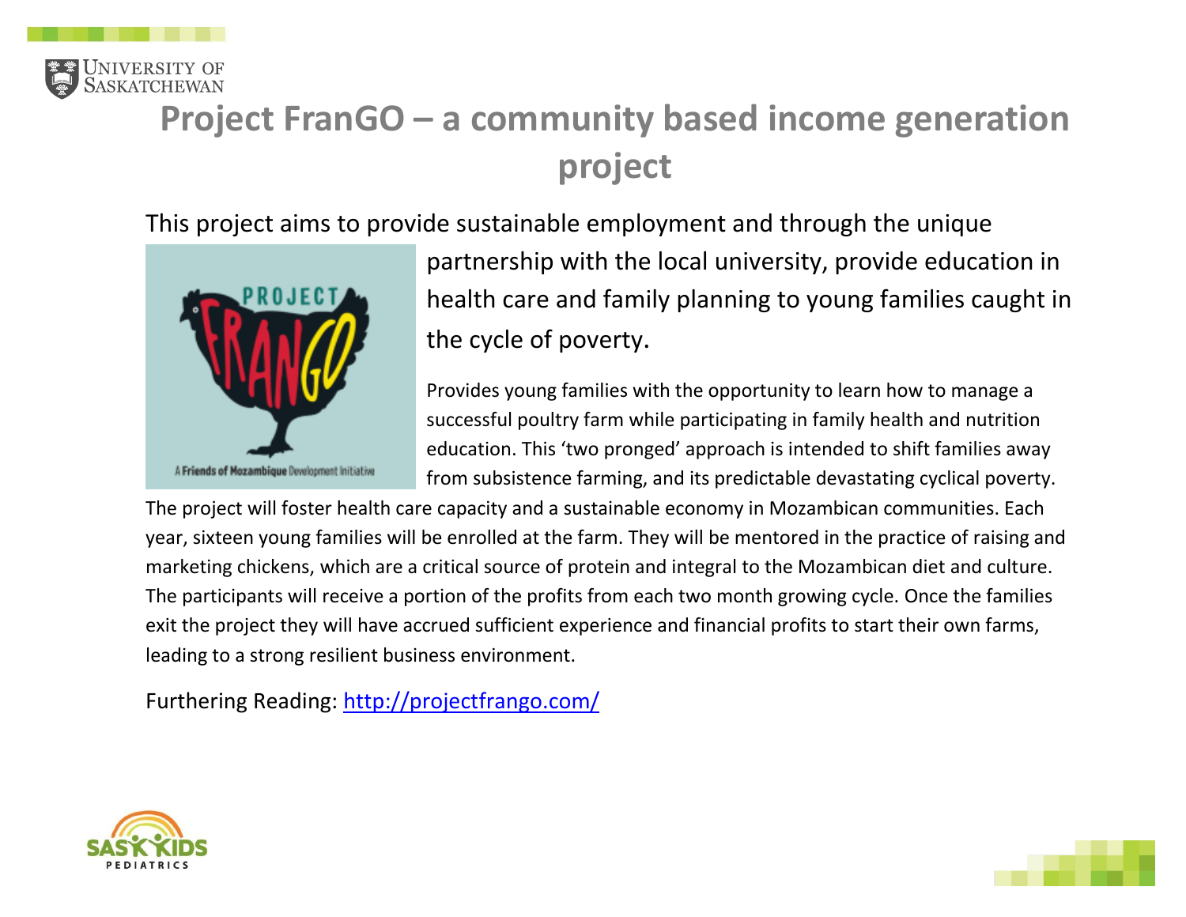# Project FranGO – a community based income generation project

This project aims to provide sustainable employment and through the unique partnership with the local university, provide education in health care and family planning to young families caught in the cycle of poverty.

Provides young families with the opportunity to learn how to manage a successful poultry farm while participating in family health and nutrition education. This 'two pronged' approach is intended to shift families away from subsistence farming, and its predictable devastating cyclical poverty. The project will foster health care capacity and a sustainable economy in Mozambican communities. Each year, sixteen young families will be enrolled at the farm. They will be mentored in the practice of raising and marketing chickens, which are a critical source of protein and integral to the Mozambican diet and culture. The participants will receive a portion of the profits from each two month growing cycle. Once the families exit the project they will have accrued sufficient experience and financial profits to start their own farms, leading to a strong resilient business environment.

Furthering Reading: [http://projectfrango.com/](http://projectfrango.com/)